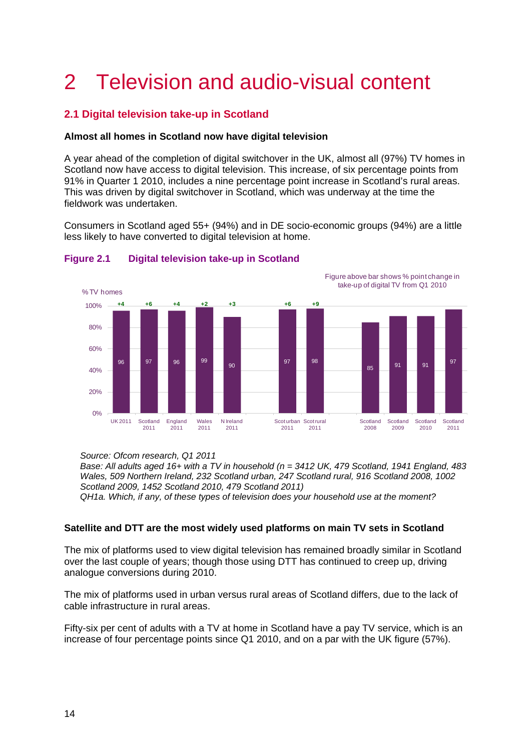# 2 Television and audio-visual content

## 2.1 Digital television take-up in Scotland

**Almost all homes in Scotland now have digital television**

A year ahead of the completion of digital switchover in the UK, almost all (97%) TV homes in Scotland now have access to digital television. This increase, of six percentage points from 91% in Quarter 1 2010, includes a nine percentage point increase in Scotland's rural areas. This was driven by digital switchover in Scotland, which was underway at the time the fieldwork was undertaken.

Consumers in Scotland aged 55+ (94%) and in DE socio-economic groups (94%) are a little less likely to have converted to digital television at home.

### Figure 2.1 Digital television take-up in Scotland

Figure above bar shows % point change in take-up of digital TV from Q1 2010

% TV homes

100%
80%
60%
40%
20%
0%

UK 2011: 96 (+4)
Scotland 2011: 97 (+6)
England 2011: 96 (+4)
Wales 2011: 99 (+2)
N Ireland 2011: 90 (+3)
Scot urban 2011: 97 (+6)
Scot rural 2011: 98 (+9)
Scotland 2008: 85
Scotland 2009: 91
Scotland 2010: 91
Scotland 2011: 97

*Source: Ofcom research, Q1 2011*
*Base: All adults aged 16+ with a TV in household (n = 3412 UK, 479 Scotland, 1941 England, 483 Wales, 509 Northern Ireland, 232 Scotland urban, 247 Scotland rural, 916 Scotland 2008, 1002 Scotland 2009, 1452 Scotland 2010, 479 Scotland 2011)*
*QH1a. Which, if any, of these types of television does your household use at the moment?*

**Satellite and DTT are the most widely used platforms on main TV sets in Scotland**

The mix of platforms used to view digital television has remained broadly similar in Scotland over the last couple of years; though those using DTT has continued to creep up, driving analogue conversions during 2010.

The mix of platforms used in urban versus rural areas of Scotland differs, due to the lack of cable infrastructure in rural areas.

Fifty-six per cent of adults with a TV at home in Scotland have a pay TV service, which is an increase of four percentage points since Q1 2010, and on a par with the UK figure (57%).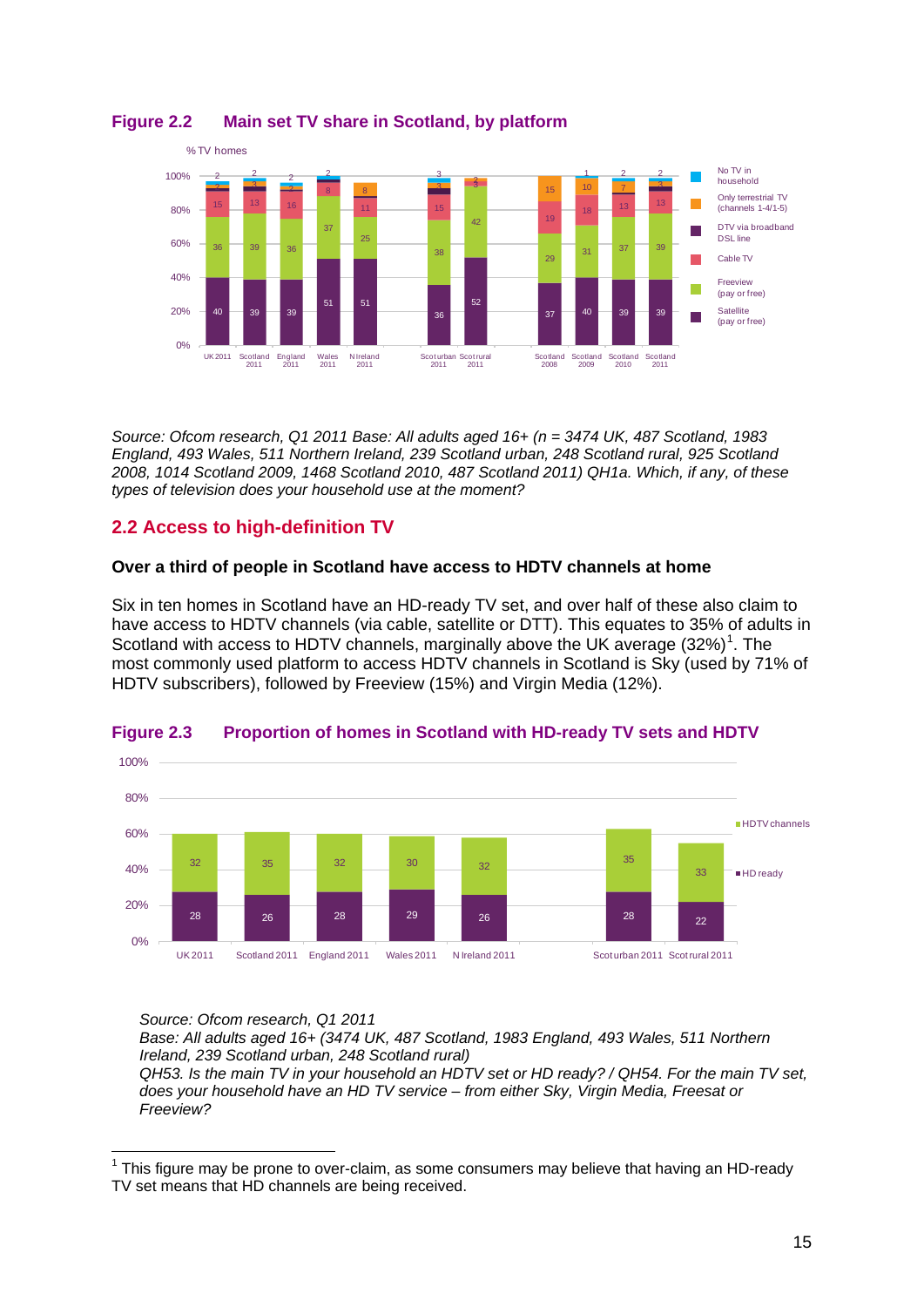**Figure 2.2 Main set TV share in Scotland, by platform**

% TV homes

100%
80%
60%
40%
20%
0%

UK 2011, Scotland 2011, England 2011, Wales 2011, N Ireland 2011, Scot urban 2011, Scot rural 2011, Scotland 2008, Scotland 2009, Scotland 2010, Scotland 2011

No TV in household
Only terrestrial TV (channels 1-4/1-5)
DTV via broadband DSL line
Cable TV
Freeview (pay or free)
Satellite (pay or free)

40, 36, 15, 2, 2
39, 39, 13, 3, 2
39, 36, 16, 2, 2
51, 37, 8, 2
51, 25, 11, 8
36, 38, 15, 3, 3
52, 42, 3, 2
37, 29, 19, 15
40, 31, 18, 10, 1
39, 37, 13, 7, 2
39, 39, 13, 3, 2

*Source: Ofcom research, Q1 2011 Base: All adults aged 16+ (n = 3474 UK, 487 Scotland, 1983 England, 493 Wales, 511 Northern Ireland, 239 Scotland urban, 248 Scotland rural, 925 Scotland 2008, 1014 Scotland 2009, 1468 Scotland 2010, 487 Scotland 2011) QH1a. Which, if any, of these types of television does your household use at the moment?*

## 2.2 Access to high-definition TV

**Over a third of people in Scotland have access to HDTV channels at home**

Six in ten homes in Scotland have an HD-ready TV set, and over half of these also claim to have access to HDTV channels (via cable, satellite or DTT). This equates to 35% of adults in Scotland with access to HDTV channels, marginally above the UK average (32%)[1]. The most commonly used platform to access HDTV channels in Scotland is Sky (used by 71% of HDTV subscribers), followed by Freeview (15%) and Virgin Media (12%).

**Figure 2.3 Proportion of homes in Scotland with HD-ready TV sets and HDTV**

100%
80%
60%
40%
20%
0%

UK 2011, Scotland 2011, England 2011, Wales 2011, N Ireland 2011, Scot urban 2011, Scot rural 2011

HDTV channels
HD ready

28, 32
26, 35
28, 32
29, 30
26, 32
28, 35
22, 33

*Source: Ofcom research, Q1 2011*
*Base: All adults aged 16+ (3474 UK, 487 Scotland, 1983 England, 493 Wales, 511 Northern Ireland, 239 Scotland urban, 248 Scotland rural)*
*QH53. Is the main TV in your household an HDTV set or HD ready? / QH54. For the main TV set, does your household have an HD TV service – from either Sky, Virgin Media, Freesat or Freeview?*

[1] This figure may be prone to over-claim, as some consumers may believe that having an HD-ready TV set means that HD channels are being received.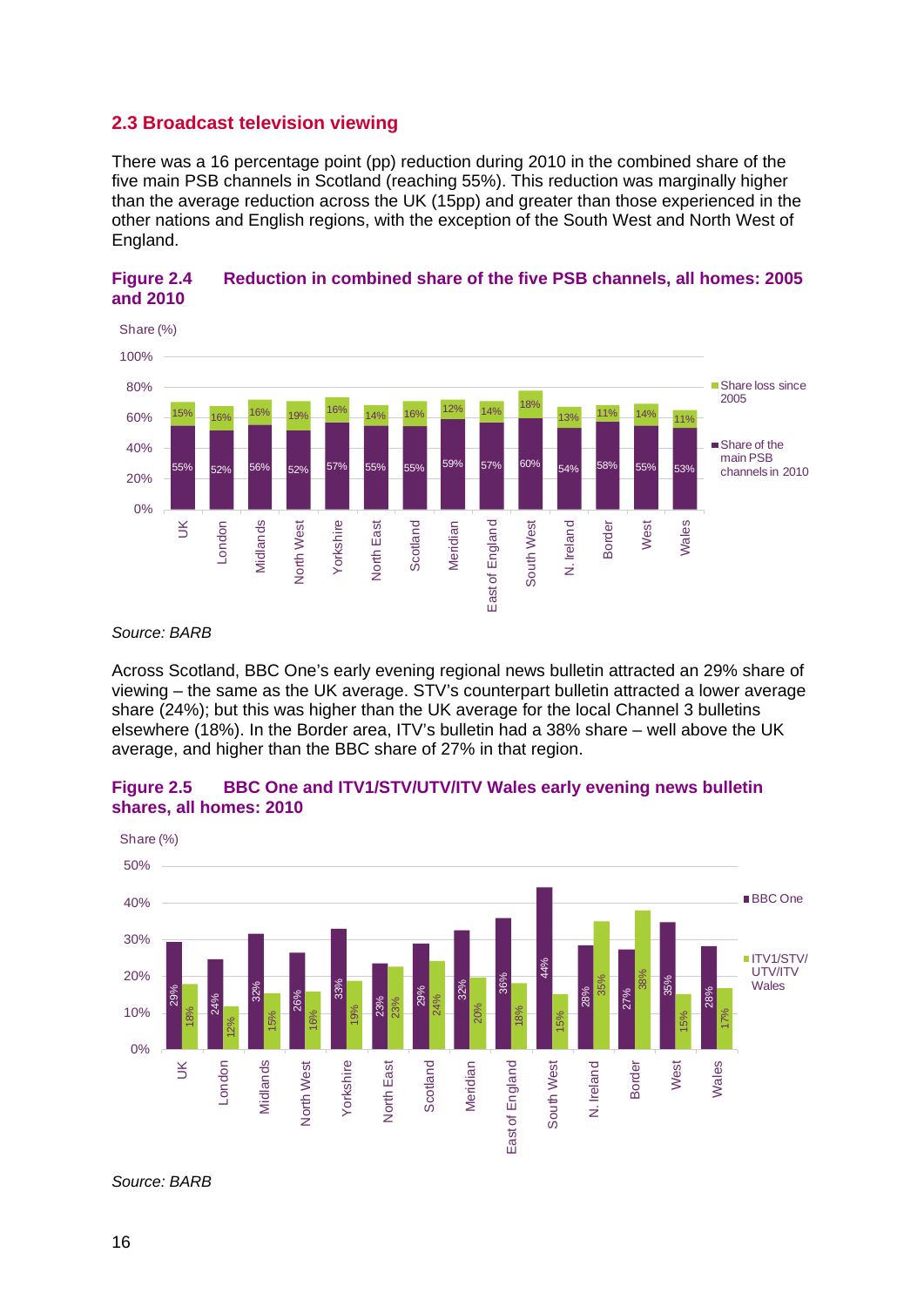## 2.3 Broadcast television viewing

There was a 16 percentage point (pp) reduction during 2010 in the combined share of the five main PSB channels in Scotland (reaching 55%). This reduction was marginally higher than the average reduction across the UK (15pp) and greater than those experienced in the other nations and English regions, with the exception of the South West and North West of England.

**Figure 2.4 Reduction in combined share of the five PSB channels, all homes: 2005 and 2010**

Share (%)

100%
80%
60%
40%
20%
0%

Share loss since 2005

Share of the main PSB channels in 2010

UK: 55%, 15%
London: 52%, 16%
Midlands: 56%, 16%
North West: 52%, 19%
Yorkshire: 57%, 16%
North East: 55%, 14%
Scotland: 55%, 16%
Meridian: 59%, 12%
East of England: 57%, 14%
South West: 60%, 18%
N. Ireland: 54%, 13%
Border: 58%, 11%
West: 55%, 14%
Wales: 53%, 11%

*Source: BARB*

Across Scotland, BBC One's early evening regional news bulletin attracted an 29% share of viewing – the same as the UK average. STV's counterpart bulletin attracted a lower average share (24%); but this was higher than the UK average for the local Channel 3 bulletins elsewhere (18%). In the Border area, ITV's bulletin had a 38% share – well above the UK average, and higher than the BBC share of 27% in that region.

**Figure 2.5 BBC One and ITV1/STV/UTV/ITV Wales early evening news bulletin shares, all homes: 2010**

Share (%)

50%
40%
30%
20%
10%
0%

BBC One

ITV1/STV/UTV/ITV Wales

UK: 29%, 18%
London: 24%, 12%
Midlands: 32%, 15%
North West: 26%, 16%
Yorkshire: 33%, 19%
North East: 23%, 23%
Scotland: 29%, 24%
Meridian: 32%, 20%
East of England: 36%, 18%
South West: 44%, 15%
N. Ireland: 28%, 35%
Border: 27%, 38%
West: 35%, 15%
Wales: 28%, 17%

*Source: BARB*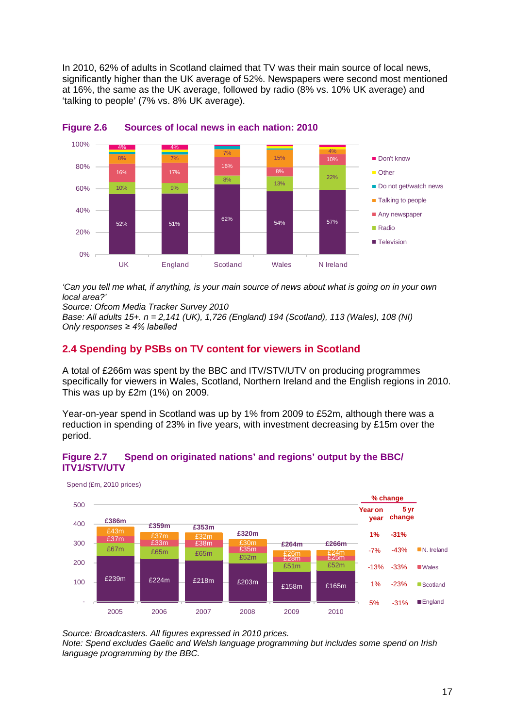In 2010, 62% of adults in Scotland claimed that TV was their main source of local news, significantly higher than the UK average of 52%. Newspapers were second most mentioned at 16%, the same as the UK average, followed by radio (8% vs. 10% UK average) and 'talking to people' (7% vs. 8% UK average).

### Figure 2.6 Sources of local news in each nation: 2010

100%
80%
60%
40%
20%
0%

UK: 52%, 10%, 16%, 8%, 4%
England: 51%, 9%, 17%, 7%, 4%
Scotland: 62%, 8%, 16%, 7%
Wales: 54%, 13%, 8%, 15%
N Ireland: 57%, 22%, 10%, 4%

Don't know
Other
Do not get/watch news
Talking to people
Any newspaper
Radio
Television

*'Can you tell me what, if anything, is your main source of news about what is going on in your own local area?'*
*Source: Ofcom Media Tracker Survey 2010*
*Base: All adults 15+. n = 2,141 (UK), 1,726 (England) 194 (Scotland), 113 (Wales), 108 (NI)*
*Only responses ≥ 4% labelled*

## 2.4 Spending by PSBs on TV content for viewers in Scotland

A total of £266m was spent by the BBC and ITV/STV/UTV on producing programmes specifically for viewers in Wales, Scotland, Northern Ireland and the English regions in 2010. This was up by £2m (1%) on 2009.

Year-on-year spend in Scotland was up by 1% from 2009 to £52m, although there was a reduction in spending of 23% in five years, with investment decreasing by £15m over the period.

### Figure 2.7 Spend on originated nations' and regions' output by the BBC/ ITV1/STV/UTV

Spend (£m, 2010 prices)

500
400
300
200
100
-

2005: £386m — £239m, £67m, £37m, £43m
2006: £359m — £224m, £65m, £33m, £37m
2007: £353m — £218m, £65m, £38m, £32m
2008: £320m — £203m, £52m, £35m, £30m
2009: £264m — £158m, £51m, £28m, £26m
2010: £266m — £165m, £52m, £25m, £24m

% change
Year on year / 5 yr change
N. Ireland: 1% / -31%
Wales: -7% / -43%
Scotland: -13% / -33%
England: 1% / -23%
5% / -31%

*Source: Broadcasters. All figures expressed in 2010 prices.*
*Note: Spend excludes Gaelic and Welsh language programming but includes some spend on Irish language programming by the BBC.*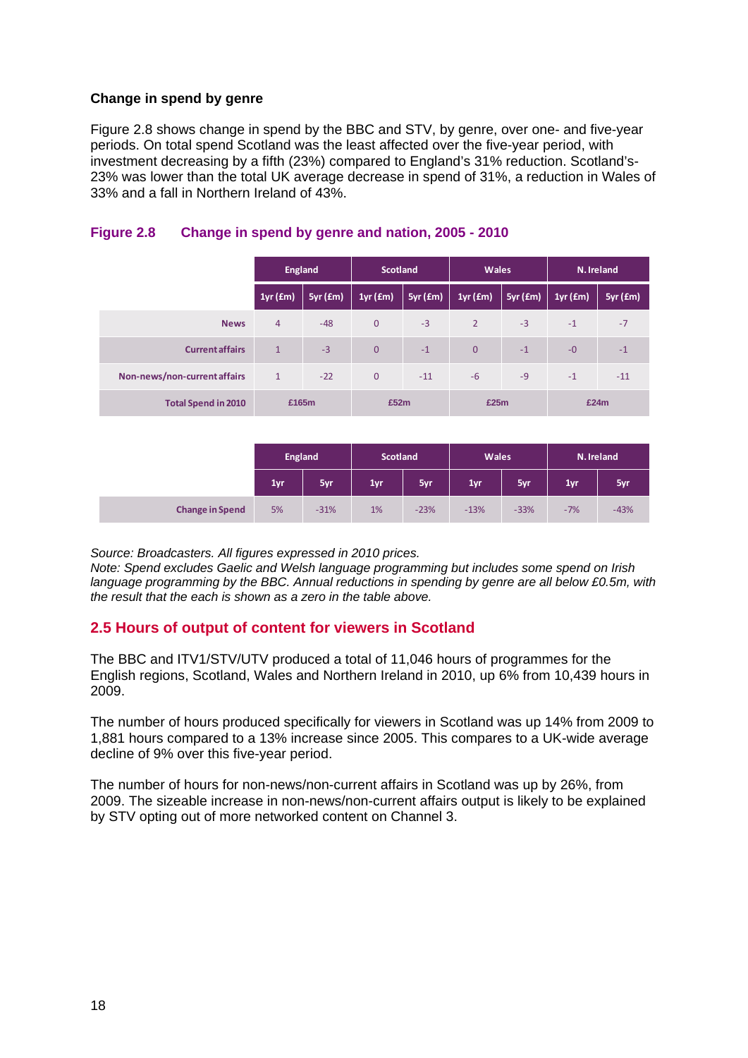### Change in spend by genre

Figure 2.8 shows change in spend by the BBC and STV, by genre, over one- and five-year periods. On total spend Scotland was the least affected over the five-year period, with investment decreasing by a fifth (23%) compared to England's 31% reduction. Scotland's- 23% was lower than the total UK average decrease in spend of 31%, a reduction in Wales of 33% and a fall in Northern Ireland of 43%.

#### Figure 2.8 Change in spend by genre and nation, 2005 - 2010

| | England | | Scotland | | Wales | | N. Ireland | |
|---|---|---|---|---|---|---|---|---|
| | 1yr (£m) | 5yr (£m) | 1yr (£m) | 5yr (£m) | 1yr (£m) | 5yr (£m) | 1yr (£m) | 5yr (£m) |
| News | 4 | -48 | 0 | -3 | 2 | -3 | -1 | -7 |
| Current affairs | 1 | -3 | 0 | -1 | 0 | -1 | -0 | -1 |
| Non-news/non-current affairs | 1 | -22 | 0 | -11 | -6 | -9 | -1 | -11 |
| Total Spend in 2010 | £165m | | £52m | | £25m | | £24m | |

| | England | | Scotland | | Wales | | N. Ireland | |
|---|---|---|---|---|---|---|---|---|
| | 1yr | 5yr | 1yr | 5yr | 1yr | 5yr | 1yr | 5yr |
| Change in Spend | 5% | -31% | 1% | -23% | -13% | -33% | -7% | -43% |

*Source: Broadcasters. All figures expressed in 2010 prices.*
*Note: Spend excludes Gaelic and Welsh language programming but includes some spend on Irish language programming by the BBC. Annual reductions in spending by genre are all below £0.5m, with the result that the each is shown as a zero in the table above.*

## 2.5 Hours of output of content for viewers in Scotland

The BBC and ITV1/STV/UTV produced a total of 11,046 hours of programmes for the English regions, Scotland, Wales and Northern Ireland in 2010, up 6% from 10,439 hours in 2009.

The number of hours produced specifically for viewers in Scotland was up 14% from 2009 to 1,881 hours compared to a 13% increase since 2005. This compares to a UK-wide average decline of 9% over this five-year period.

The number of hours for non-news/non-current affairs in Scotland was up by 26%, from 2009. The sizeable increase in non-news/non-current affairs output is likely to be explained by STV opting out of more networked content on Channel 3.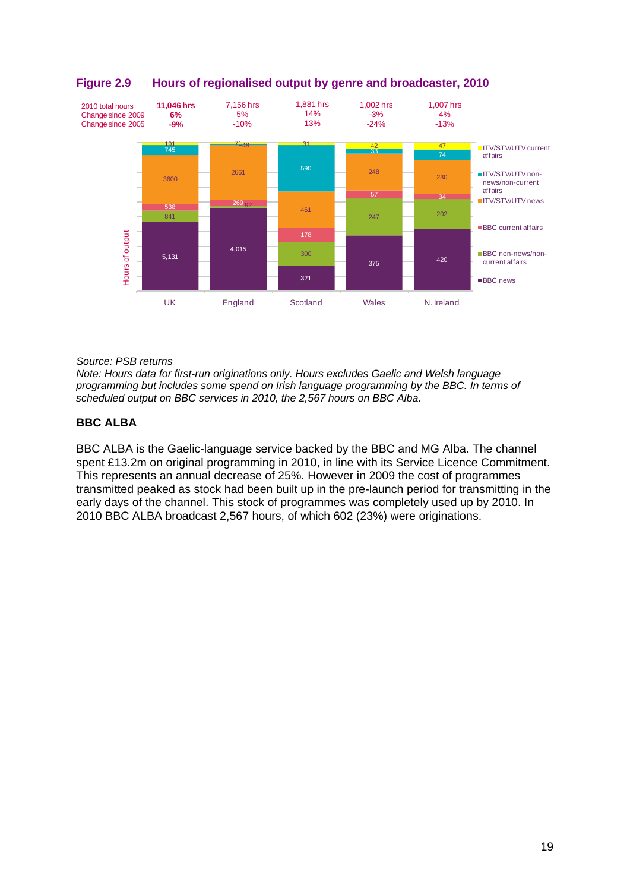**Figure 2.9 Hours of regionalised output by genre and broadcaster, 2010**

2010 total hours
Change since 2009
Change since 2005

UK: 11,046 hrs, 6%, -9%
England: 7,156 hrs, 5%, -10%
Scotland: 1,881 hrs, 14%, 13%
Wales: 1,002 hrs, -3%, -24%
N. Ireland: 1,007 hrs, 4%, -13%

Hours of output

UK: 191, 745, 3600, 538, 841, 5,131
England: 71, 48, 2661, 269, 92, 4,015
Scotland: 31, 590, 461, 178, 300, 321
Wales: 42, 33, 248, 57, 247, 375
N. Ireland: 47, 74, 230, 34, 202, 420

ITV/STV/UTV current affairs
ITV/STV/UTV non-news/non-current affairs
ITV/STV/UTV news
BBC current affairs
BBC non-news/non-current affairs
BBC news

*Source: PSB returns*
*Note: Hours data for first-run originations only. Hours excludes Gaelic and Welsh language programming but includes some spend on Irish language programming by the BBC. In terms of scheduled output on BBC services in 2010, the 2,567 hours on BBC Alba.*

### BBC ALBA

BBC ALBA is the Gaelic-language service backed by the BBC and MG Alba. The channel spent £13.2m on original programming in 2010, in line with its Service Licence Commitment. This represents an annual decrease of 25%. However in 2009 the cost of programmes transmitted peaked as stock had been built up in the pre-launch period for transmitting in the early days of the channel. This stock of programmes was completely used up by 2010. In 2010 BBC ALBA broadcast 2,567 hours, of which 602 (23%) were originations.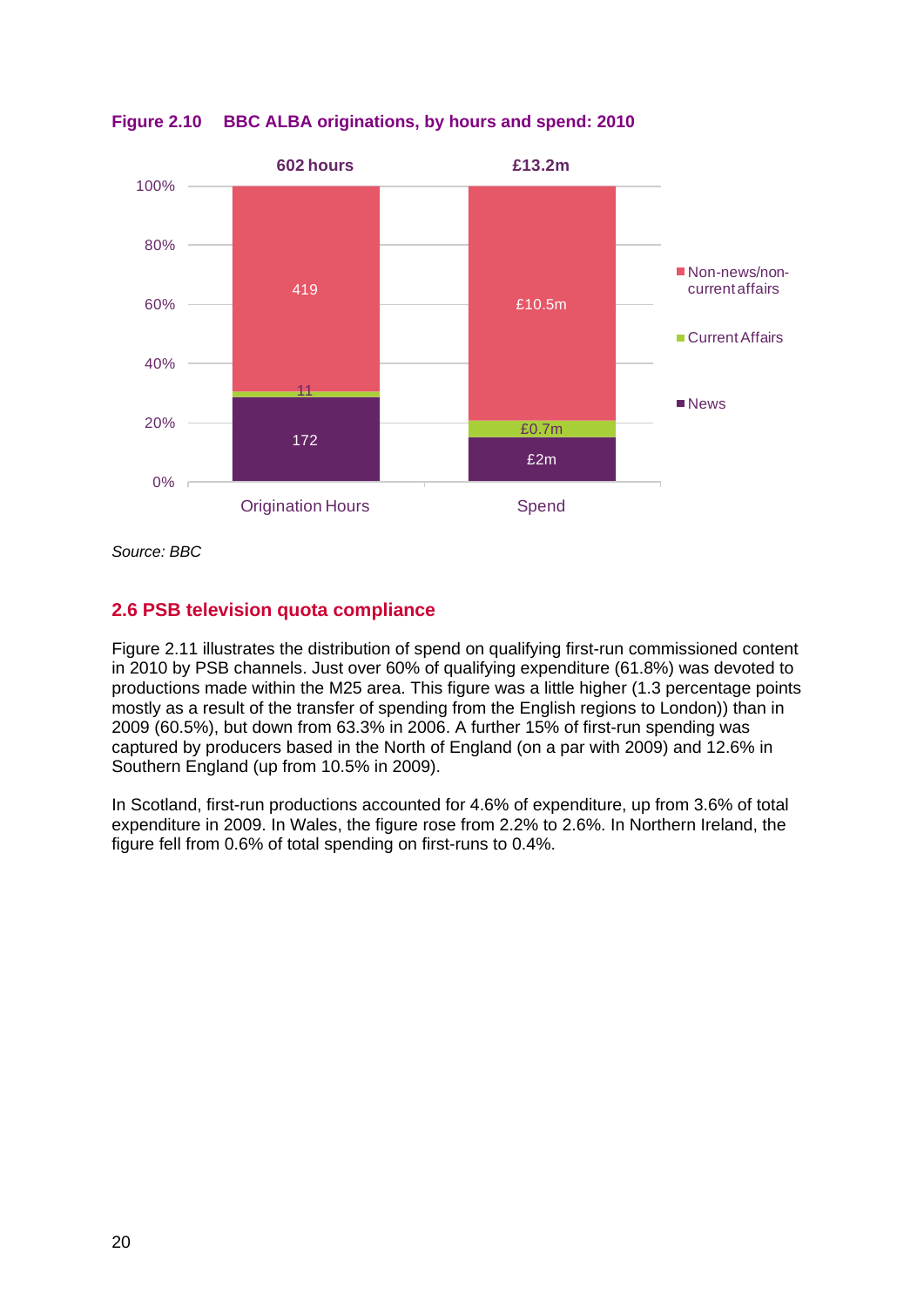**Figure 2.10 BBC ALBA originations, by hours and spend: 2010**

602 hours

£13.2m

100%
80%
60%
40%
20%
0%

419
11
172

£10.5m
£0.7m
£2m

Origination Hours
Spend

Non-news/non-current affairs
Current Affairs
News

*Source: BBC*

## 2.6 PSB television quota compliance

Figure 2.11 illustrates the distribution of spend on qualifying first-run commissioned content in 2010 by PSB channels. Just over 60% of qualifying expenditure (61.8%) was devoted to productions made within the M25 area. This figure was a little higher (1.3 percentage points mostly as a result of the transfer of spending from the English regions to London)) than in 2009 (60.5%), but down from 63.3% in 2006. A further 15% of first-run spending was captured by producers based in the North of England (on a par with 2009) and 12.6% in Southern England (up from 10.5% in 2009).

In Scotland, first-run productions accounted for 4.6% of expenditure, up from 3.6% of total expenditure in 2009. In Wales, the figure rose from 2.2% to 2.6%. In Northern Ireland, the figure fell from 0.6% of total spending on first-runs to 0.4%.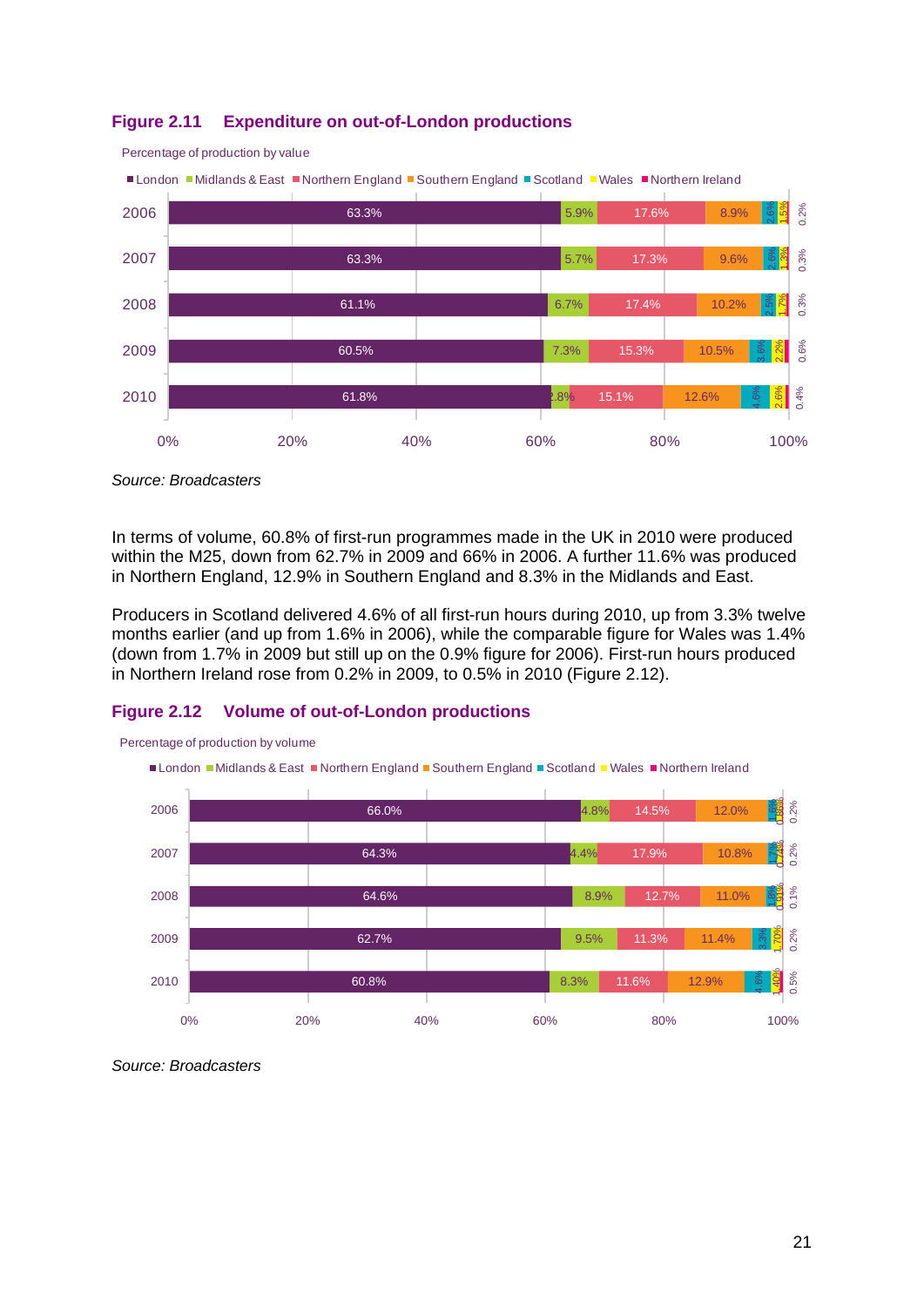### Figure 2.11 Expenditure on out-of-London productions

Percentage of production by value

London, Midlands & East, Northern England, Southern England, Scotland, Wales, Northern Ireland

2006: 63.3% 5.9% 17.6% 8.9% 2.6% 1.5% 0.2%

2007: 63.3% 5.7% 17.3% 9.6% 2.6% 1.3% 0.3%

2008: 61.1% 6.7% 17.4% 10.2% 2.5% 1.7% 0.3%

2009: 60.5% 7.3% 15.3% 10.5% 3.6% 2.2% 0.6%

2010: 61.8% 2.8% 15.1% 12.6% 4.6% 2.6% 0.4%

0% 20% 40% 60% 80% 100%

*Source: Broadcasters*

In terms of volume, 60.8% of first-run programmes made in the UK in 2010 were produced within the M25, down from 62.7% in 2009 and 66% in 2006. A further 11.6% was produced in Northern England, 12.9% in Southern England and 8.3% in the Midlands and East.

Producers in Scotland delivered 4.6% of all first-run hours during 2010, up from 3.3% twelve months earlier (and up from 1.6% in 2006), while the comparable figure for Wales was 1.4% (down from 1.7% in 2009 but still up on the 0.9% figure for 2006). First-run hours produced in Northern Ireland rose from 0.2% in 2009, to 0.5% in 2010 (Figure 2.12).

### Figure 2.12 Volume of out-of-London productions

Percentage of production by volume

London, Midlands & East, Northern England, Southern England, Scotland, Wales, Northern Ireland

2006: 66.0% 4.8% 14.5% 12.0% 1.6% 0.9% 0.2%

2007: 64.3% 4.4% 17.9% 10.8% 1.7% 0.7% 0.2%

2008: 64.6% 8.9% 12.7% 11.0% 1.8% 0.9% 0.1%

2009: 62.7% 9.5% 11.3% 11.4% 3.3% 1.70% 0.2%

2010: 60.8% 8.3% 11.6% 12.9% 4.6% 1.40% 0.5%

0% 20% 40% 60% 80% 100%

*Source: Broadcasters*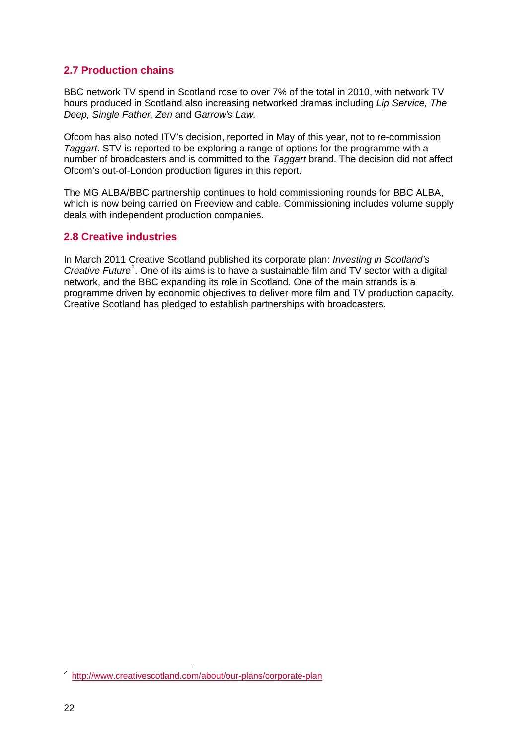## 2.7 Production chains

BBC network TV spend in Scotland rose to over 7% of the total in 2010, with network TV hours produced in Scotland also increasing networked dramas including *Lip Service, The Deep, Single Father, Zen* and *Garrow's Law.*

Ofcom has also noted ITV's decision, reported in May of this year, not to re-commission *Taggart*. STV is reported to be exploring a range of options for the programme with a number of broadcasters and is committed to the *Taggart* brand. The decision did not affect Ofcom's out-of-London production figures in this report.

The MG ALBA/BBC partnership continues to hold commissioning rounds for BBC ALBA, which is now being carried on Freeview and cable. Commissioning includes volume supply deals with independent production companies.

## 2.8 Creative industries

In March 2011 Creative Scotland published its corporate plan: *Investing in Scotland's Creative Future*[2]. One of its aims is to have a sustainable film and TV sector with a digital network, and the BBC expanding its role in Scotland. One of the main strands is a programme driven by economic objectives to deliver more film and TV production capacity. Creative Scotland has pledged to establish partnerships with broadcasters.

[2] http://www.creativescotland.com/about/our-plans/corporate-plan